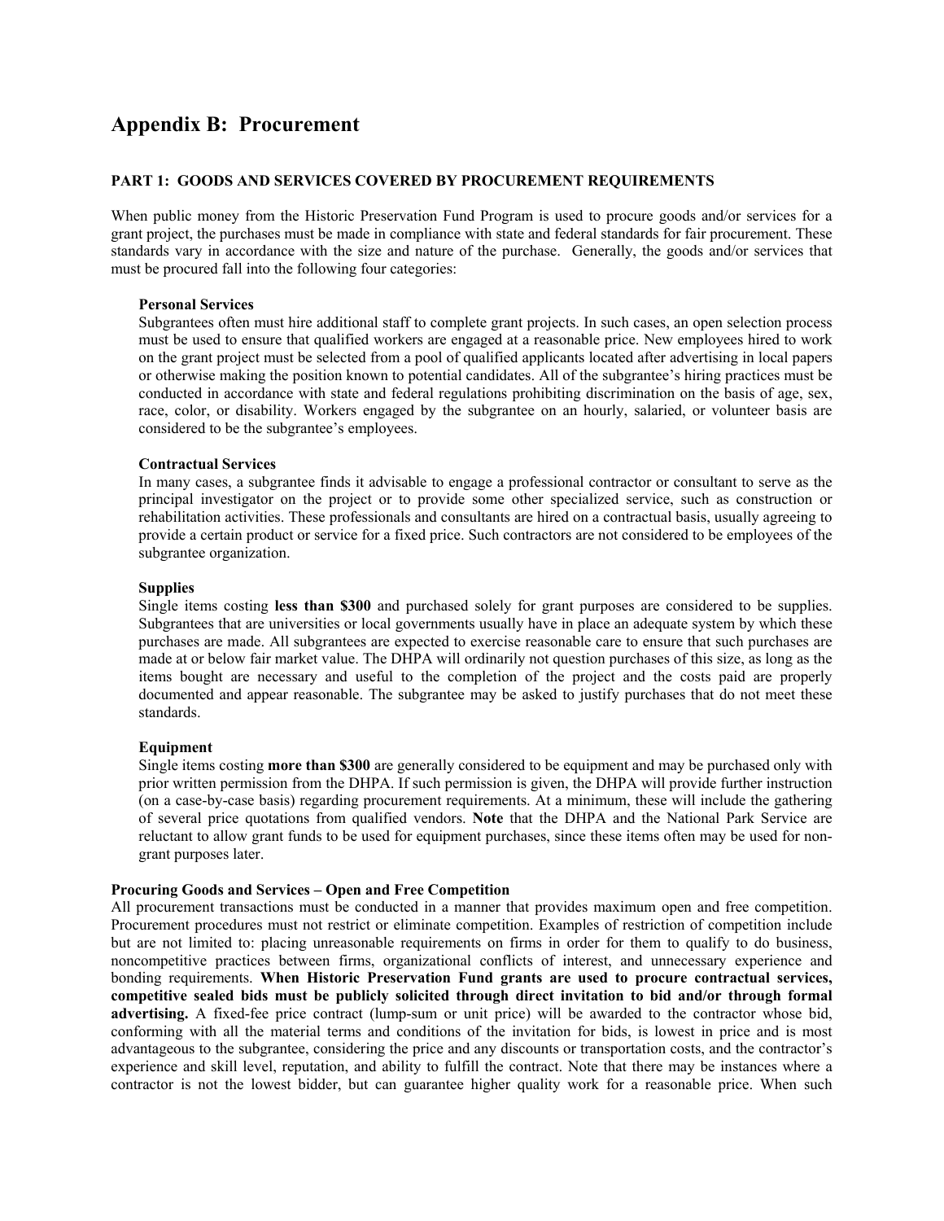# Appendix B: Procurement

### PART 1: GOODS AND SERVICES COVERED BY PROCUREMENT REQUIREMENTS

When public money from the Historic Preservation Fund Program is used to procure goods and/or services for a grant project, the purchases must be made in compliance with state and federal standards for fair procurement. These standards vary in accordance with the size and nature of the purchase. Generally, the goods and/or services that must be procured fall into the following four categories:

**Personal Services**
Subgrantees often must hire additional staff to complete grant projects. In such cases, an open selection process must be used to ensure that qualified workers are engaged at a reasonable price. New employees hired to work on the grant project must be selected from a pool of qualified applicants located after advertising in local papers or otherwise making the position known to potential candidates. All of the subgrantee's hiring practices must be conducted in accordance with state and federal regulations prohibiting discrimination on the basis of age, sex, race, color, or disability. Workers engaged by the subgrantee on an hourly, salaried, or volunteer basis are considered to be the subgrantee's employees.

**Contractual Services**
In many cases, a subgrantee finds it advisable to engage a professional contractor or consultant to serve as the principal investigator on the project or to provide some other specialized service, such as construction or rehabilitation activities. These professionals and consultants are hired on a contractual basis, usually agreeing to provide a certain product or service for a fixed price. Such contractors are not considered to be employees of the subgrantee organization.

**Supplies**
Single items costing **less than $300** and purchased solely for grant purposes are considered to be supplies. Subgrantees that are universities or local governments usually have in place an adequate system by which these purchases are made. All subgrantees are expected to exercise reasonable care to ensure that such purchases are made at or below fair market value. The DHPA will ordinarily not question purchases of this size, as long as the items bought are necessary and useful to the completion of the project and the costs paid are properly documented and appear reasonable. The subgrantee may be asked to justify purchases that do not meet these standards.

**Equipment**
Single items costing **more than $300** are generally considered to be equipment and may be purchased only with prior written permission from the DHPA. If such permission is given, the DHPA will provide further instruction (on a case-by-case basis) regarding procurement requirements. At a minimum, these will include the gathering of several price quotations from qualified vendors. **Note** that the DHPA and the National Park Service are reluctant to allow grant funds to be used for equipment purchases, since these items often may be used for non-grant purposes later.

**Procuring Goods and Services – Open and Free Competition**
All procurement transactions must be conducted in a manner that provides maximum open and free competition. Procurement procedures must not restrict or eliminate competition. Examples of restriction of competition include but are not limited to: placing unreasonable requirements on firms in order for them to qualify to do business, noncompetitive practices between firms, organizational conflicts of interest, and unnecessary experience and bonding requirements. **When Historic Preservation Fund grants are used to procure contractual services, competitive sealed bids must be publicly solicited through direct invitation to bid and/or through formal advertising.** A fixed-fee price contract (lump-sum or unit price) will be awarded to the contractor whose bid, conforming with all the material terms and conditions of the invitation for bids, is lowest in price and is most advantageous to the subgrantee, considering the price and any discounts or transportation costs, and the contractor's experience and skill level, reputation, and ability to fulfill the contract. Note that there may be instances where a contractor is not the lowest bidder, but can guarantee higher quality work for a reasonable price. When such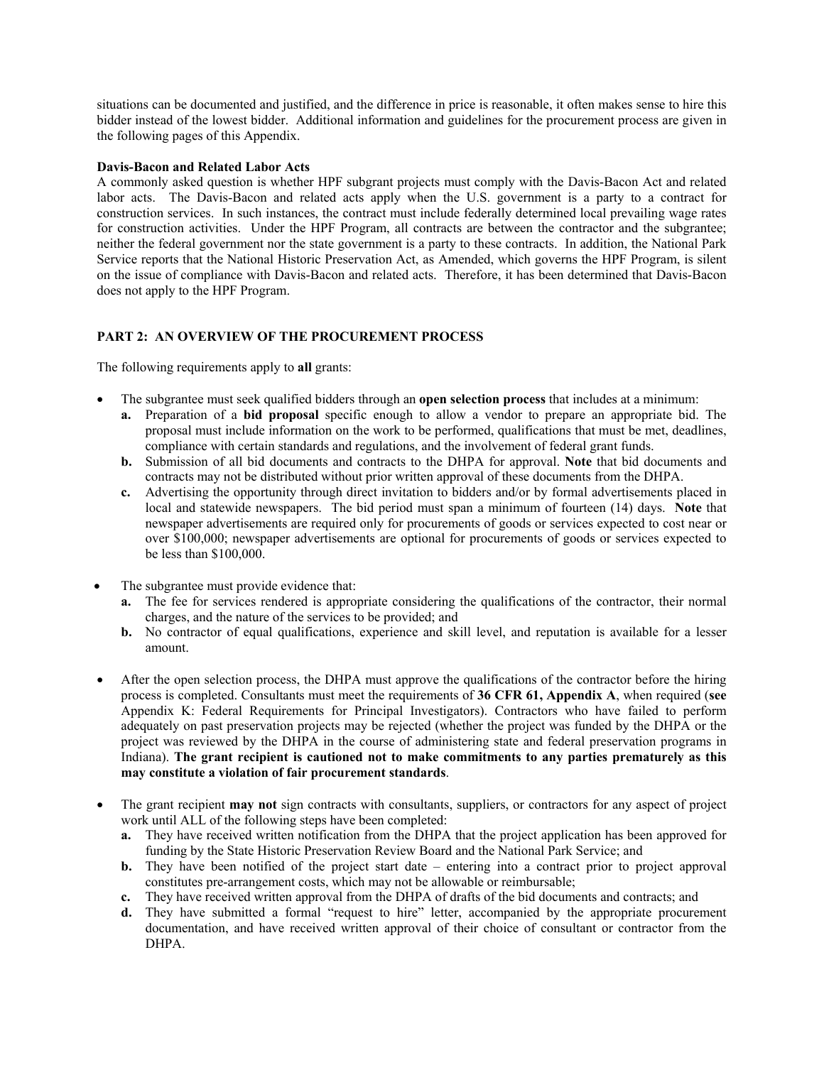situations can be documented and justified, and the difference in price is reasonable, it often makes sense to hire this bidder instead of the lowest bidder. Additional information and guidelines for the procurement process are given in the following pages of this Appendix.

**Davis-Bacon and Related Labor Acts**

A commonly asked question is whether HPF subgrant projects must comply with the Davis-Bacon Act and related labor acts. The Davis-Bacon and related acts apply when the U.S. government is a party to a contract for construction services. In such instances, the contract must include federally determined local prevailing wage rates for construction activities. Under the HPF Program, all contracts are between the contractor and the subgrantee; neither the federal government nor the state government is a party to these contracts. In addition, the National Park Service reports that the National Historic Preservation Act, as Amended, which governs the HPF Program, is silent on the issue of compliance with Davis-Bacon and related acts. Therefore, it has been determined that Davis-Bacon does not apply to the HPF Program.

## PART 2: AN OVERVIEW OF THE PROCUREMENT PROCESS

The following requirements apply to **all** grants:

- The subgrantee must seek qualified bidders through an **open selection process** that includes at a minimum:
  - **a.** Preparation of a **bid proposal** specific enough to allow a vendor to prepare an appropriate bid. The proposal must include information on the work to be performed, qualifications that must be met, deadlines, compliance with certain standards and regulations, and the involvement of federal grant funds.
  - **b.** Submission of all bid documents and contracts to the DHPA for approval. **Note** that bid documents and contracts may not be distributed without prior written approval of these documents from the DHPA.
  - **c.** Advertising the opportunity through direct invitation to bidders and/or by formal advertisements placed in local and statewide newspapers. The bid period must span a minimum of fourteen (14) days. **Note** that newspaper advertisements are required only for procurements of goods or services expected to cost near or over $100,000; newspaper advertisements are optional for procurements of goods or services expected to be less than $100,000.

- The subgrantee must provide evidence that:
  - **a.** The fee for services rendered is appropriate considering the qualifications of the contractor, their normal charges, and the nature of the services to be provided; and
  - **b.** No contractor of equal qualifications, experience and skill level, and reputation is available for a lesser amount.

- After the open selection process, the DHPA must approve the qualifications of the contractor before the hiring process is completed. Consultants must meet the requirements of **36 CFR 61, Appendix A**, when required (**see** Appendix K: Federal Requirements for Principal Investigators). Contractors who have failed to perform adequately on past preservation projects may be rejected (whether the project was funded by the DHPA or the project was reviewed by the DHPA in the course of administering state and federal preservation programs in Indiana). **The grant recipient is cautioned not to make commitments to any parties prematurely as this may constitute a violation of fair procurement standards**.

- The grant recipient **may not** sign contracts with consultants, suppliers, or contractors for any aspect of project work until ALL of the following steps have been completed:
  - **a.** They have received written notification from the DHPA that the project application has been approved for funding by the State Historic Preservation Review Board and the National Park Service; and
  - **b.** They have been notified of the project start date – entering into a contract prior to project approval constitutes pre-arrangement costs, which may not be allowable or reimbursable;
  - **c.** They have received written approval from the DHPA of drafts of the bid documents and contracts; and
  - **d.** They have submitted a formal "request to hire" letter, accompanied by the appropriate procurement documentation, and have received written approval of their choice of consultant or contractor from the DHPA.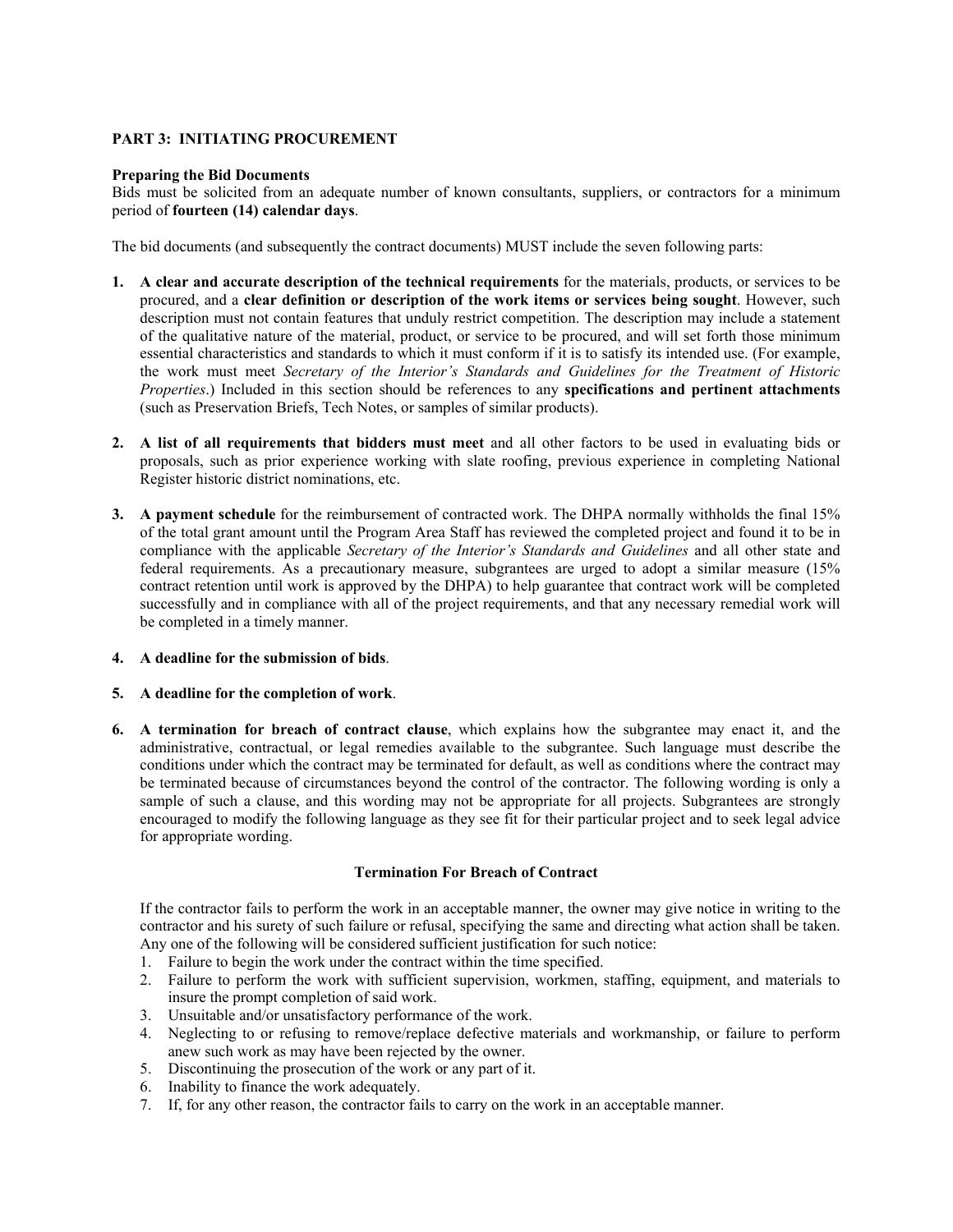## PART 3: INITIATING PROCUREMENT

**Preparing the Bid Documents**

Bids must be solicited from an adequate number of known consultants, suppliers, or contractors for a minimum period of **fourteen (14) calendar days**.

The bid documents (and subsequently the contract documents) MUST include the seven following parts:

1. **A clear and accurate description of the technical requirements** for the materials, products, or services to be procured, and a **clear definition or description of the work items or services being sought**. However, such description must not contain features that unduly restrict competition. The description may include a statement of the qualitative nature of the material, product, or service to be procured, and will set forth those minimum essential characteristics and standards to which it must conform if it is to satisfy its intended use. (For example, the work must meet *Secretary of the Interior's Standards and Guidelines for the Treatment of Historic Properties*.) Included in this section should be references to any **specifications and pertinent attachments** (such as Preservation Briefs, Tech Notes, or samples of similar products).

2. **A list of all requirements that bidders must meet** and all other factors to be used in evaluating bids or proposals, such as prior experience working with slate roofing, previous experience in completing National Register historic district nominations, etc.

3. **A payment schedule** for the reimbursement of contracted work. The DHPA normally withholds the final 15% of the total grant amount until the Program Area Staff has reviewed the completed project and found it to be in compliance with the applicable *Secretary of the Interior's Standards and Guidelines* and all other state and federal requirements. As a precautionary measure, subgrantees are urged to adopt a similar measure (15% contract retention until work is approved by the DHPA) to help guarantee that contract work will be completed successfully and in compliance with all of the project requirements, and that any necessary remedial work will be completed in a timely manner.

4. **A deadline for the submission of bids**.

5. **A deadline for the completion of work**.

6. **A termination for breach of contract clause**, which explains how the subgrantee may enact it, and the administrative, contractual, or legal remedies available to the subgrantee. Such language must describe the conditions under which the contract may be terminated for default, as well as conditions where the contract may be terminated because of circumstances beyond the control of the contractor. The following wording is only a sample of such a clause, and this wording may not be appropriate for all projects. Subgrantees are strongly encouraged to modify the following language as they see fit for their particular project and to seek legal advice for appropriate wording.

**Termination For Breach of Contract**

If the contractor fails to perform the work in an acceptable manner, the owner may give notice in writing to the contractor and his surety of such failure or refusal, specifying the same and directing what action shall be taken. Any one of the following will be considered sufficient justification for such notice:

1. Failure to begin the work under the contract within the time specified.
2. Failure to perform the work with sufficient supervision, workmen, staffing, equipment, and materials to insure the prompt completion of said work.
3. Unsuitable and/or unsatisfactory performance of the work.
4. Neglecting to or refusing to remove/replace defective materials and workmanship, or failure to perform anew such work as may have been rejected by the owner.
5. Discontinuing the prosecution of the work or any part of it.
6. Inability to finance the work adequately.
7. If, for any other reason, the contractor fails to carry on the work in an acceptable manner.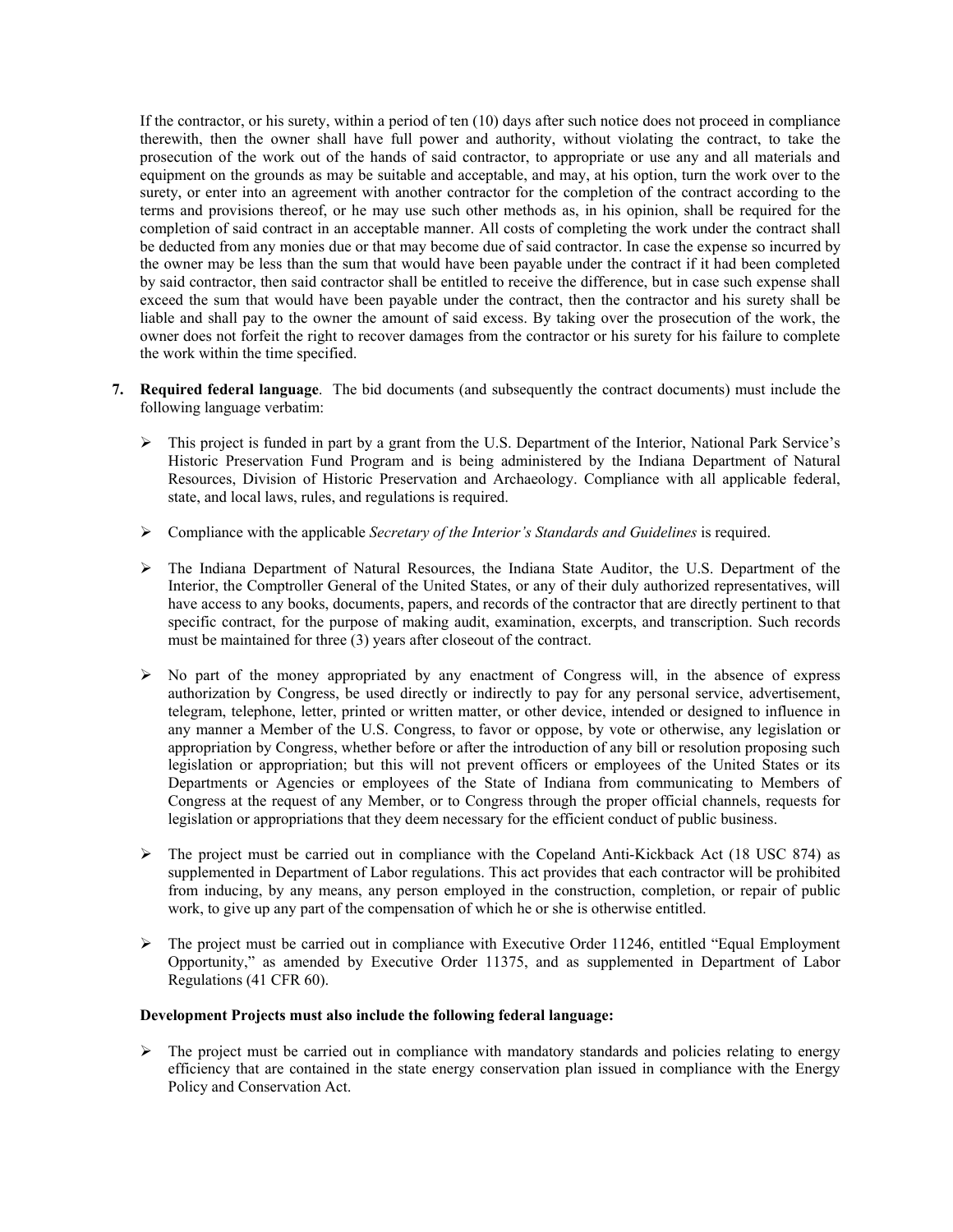If the contractor, or his surety, within a period of ten (10) days after such notice does not proceed in compliance therewith, then the owner shall have full power and authority, without violating the contract, to take the prosecution of the work out of the hands of said contractor, to appropriate or use any and all materials and equipment on the grounds as may be suitable and acceptable, and may, at his option, turn the work over to the surety, or enter into an agreement with another contractor for the completion of the contract according to the terms and provisions thereof, or he may use such other methods as, in his opinion, shall be required for the completion of said contract in an acceptable manner. All costs of completing the work under the contract shall be deducted from any monies due or that may become due of said contractor. In case the expense so incurred by the owner may be less than the sum that would have been payable under the contract if it had been completed by said contractor, then said contractor shall be entitled to receive the difference, but in case such expense shall exceed the sum that would have been payable under the contract, then the contractor and his surety shall be liable and shall pay to the owner the amount of said excess. By taking over the prosecution of the work, the owner does not forfeit the right to recover damages from the contractor or his surety for his failure to complete the work within the time specified.

7. **Required federal language**. The bid documents (and subsequently the contract documents) must include the following language verbatim:

   - This project is funded in part by a grant from the U.S. Department of the Interior, National Park Service's Historic Preservation Fund Program and is being administered by the Indiana Department of Natural Resources, Division of Historic Preservation and Archaeology. Compliance with all applicable federal, state, and local laws, rules, and regulations is required.
   - Compliance with the applicable *Secretary of the Interior's Standards and Guidelines* is required.
   - The Indiana Department of Natural Resources, the Indiana State Auditor, the U.S. Department of the Interior, the Comptroller General of the United States, or any of their duly authorized representatives, will have access to any books, documents, papers, and records of the contractor that are directly pertinent to that specific contract, for the purpose of making audit, examination, excerpts, and transcription. Such records must be maintained for three (3) years after closeout of the contract.
   - No part of the money appropriated by any enactment of Congress will, in the absence of express authorization by Congress, be used directly or indirectly to pay for any personal service, advertisement, telegram, telephone, letter, printed or written matter, or other device, intended or designed to influence in any manner a Member of the U.S. Congress, to favor or oppose, by vote or otherwise, any legislation or appropriation by Congress, whether before or after the introduction of any bill or resolution proposing such legislation or appropriation; but this will not prevent officers or employees of the United States or its Departments or Agencies or employees of the State of Indiana from communicating to Members of Congress at the request of any Member, or to Congress through the proper official channels, requests for legislation or appropriations that they deem necessary for the efficient conduct of public business.
   - The project must be carried out in compliance with the Copeland Anti-Kickback Act (18 USC 874) as supplemented in Department of Labor regulations. This act provides that each contractor will be prohibited from inducing, by any means, any person employed in the construction, completion, or repair of public work, to give up any part of the compensation of which he or she is otherwise entitled.
   - The project must be carried out in compliance with Executive Order 11246, entitled "Equal Employment Opportunity," as amended by Executive Order 11375, and as supplemented in Department of Labor Regulations (41 CFR 60).

   **Development Projects must also include the following federal language:**

   - The project must be carried out in compliance with mandatory standards and policies relating to energy efficiency that are contained in the state energy conservation plan issued in compliance with the Energy Policy and Conservation Act.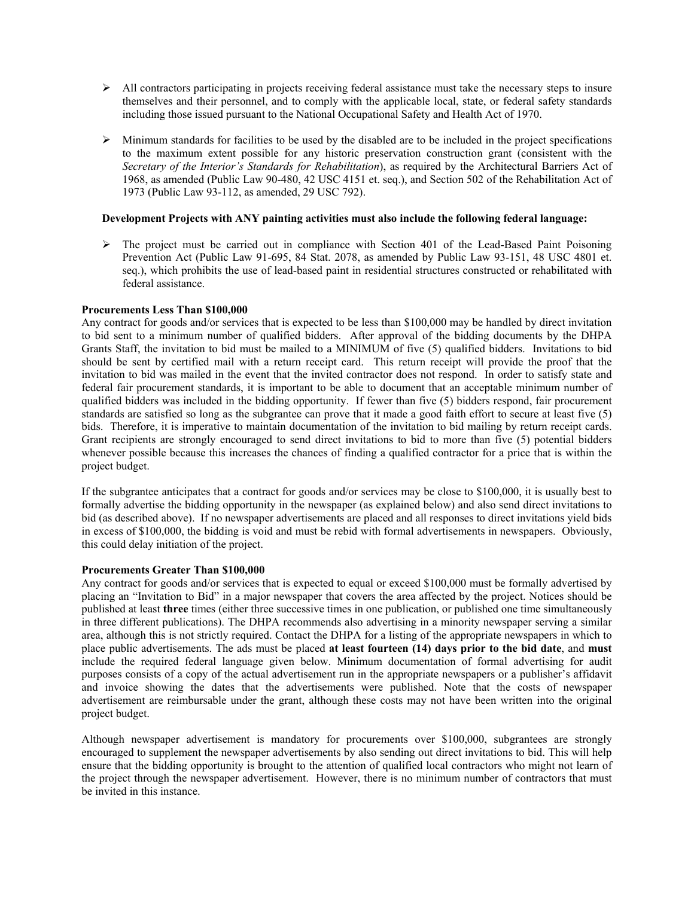- All contractors participating in projects receiving federal assistance must take the necessary steps to insure themselves and their personnel, and to comply with the applicable local, state, or federal safety standards including those issued pursuant to the National Occupational Safety and Health Act of 1970.

- Minimum standards for facilities to be used by the disabled are to be included in the project specifications to the maximum extent possible for any historic preservation construction grant (consistent with the *Secretary of the Interior's Standards for Rehabilitation*), as required by the Architectural Barriers Act of 1968, as amended (Public Law 90-480, 42 USC 4151 et. seq.), and Section 502 of the Rehabilitation Act of 1973 (Public Law 93-112, as amended, 29 USC 792).

**Development Projects with ANY painting activities must also include the following federal language:**

- The project must be carried out in compliance with Section 401 of the Lead-Based Paint Poisoning Prevention Act (Public Law 91-695, 84 Stat. 2078, as amended by Public Law 93-151, 48 USC 4801 et. seq.), which prohibits the use of lead-based paint in residential structures constructed or rehabilitated with federal assistance.

**Procurements Less Than $100,000**

Any contract for goods and/or services that is expected to be less than $100,000 may be handled by direct invitation to bid sent to a minimum number of qualified bidders. After approval of the bidding documents by the DHPA Grants Staff, the invitation to bid must be mailed to a MINIMUM of five (5) qualified bidders. Invitations to bid should be sent by certified mail with a return receipt card. This return receipt will provide the proof that the invitation to bid was mailed in the event that the invited contractor does not respond. In order to satisfy state and federal fair procurement standards, it is important to be able to document that an acceptable minimum number of qualified bidders was included in the bidding opportunity. If fewer than five (5) bidders respond, fair procurement standards are satisfied so long as the subgrantee can prove that it made a good faith effort to secure at least five (5) bids. Therefore, it is imperative to maintain documentation of the invitation to bid mailing by return receipt cards. Grant recipients are strongly encouraged to send direct invitations to bid to more than five (5) potential bidders whenever possible because this increases the chances of finding a qualified contractor for a price that is within the project budget.

If the subgrantee anticipates that a contract for goods and/or services may be close to $100,000, it is usually best to formally advertise the bidding opportunity in the newspaper (as explained below) and also send direct invitations to bid (as described above). If no newspaper advertisements are placed and all responses to direct invitations yield bids in excess of $100,000, the bidding is void and must be rebid with formal advertisements in newspapers. Obviously, this could delay initiation of the project.

**Procurements Greater Than $100,000**

Any contract for goods and/or services that is expected to equal or exceed $100,000 must be formally advertised by placing an "Invitation to Bid" in a major newspaper that covers the area affected by the project. Notices should be published at least **three** times (either three successive times in one publication, or published one time simultaneously in three different publications). The DHPA recommends also advertising in a minority newspaper serving a similar area, although this is not strictly required. Contact the DHPA for a listing of the appropriate newspapers in which to place public advertisements. The ads must be placed **at least fourteen (14) days prior to the bid date**, and **must** include the required federal language given below. Minimum documentation of formal advertising for audit purposes consists of a copy of the actual advertisement run in the appropriate newspapers or a publisher's affidavit and invoice showing the dates that the advertisements were published. Note that the costs of newspaper advertisement are reimbursable under the grant, although these costs may not have been written into the original project budget.

Although newspaper advertisement is mandatory for procurements over $100,000, subgrantees are strongly encouraged to supplement the newspaper advertisements by also sending out direct invitations to bid. This will help ensure that the bidding opportunity is brought to the attention of qualified local contractors who might not learn of the project through the newspaper advertisement. However, there is no minimum number of contractors that must be invited in this instance.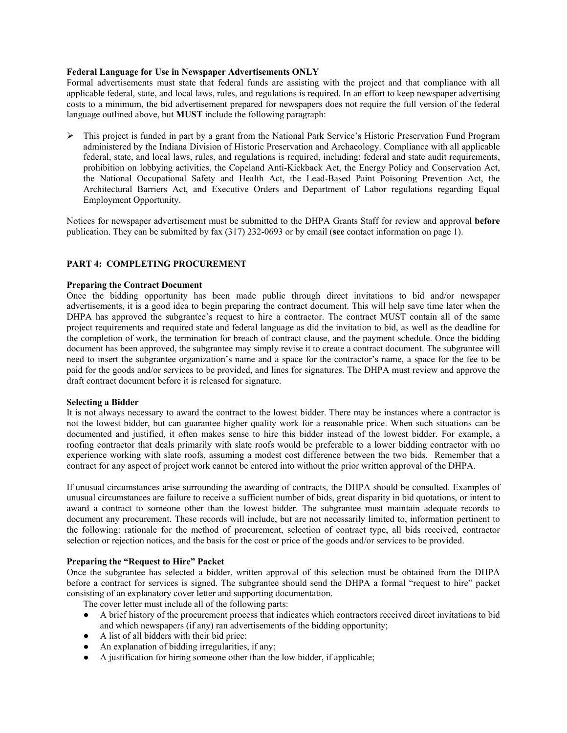**Federal Language for Use in Newspaper Advertisements ONLY**

Formal advertisements must state that federal funds are assisting with the project and that compliance with all applicable federal, state, and local laws, rules, and regulations is required. In an effort to keep newspaper advertising costs to a minimum, the bid advertisement prepared for newspapers does not require the full version of the federal language outlined above, but **MUST** include the following paragraph:

- This project is funded in part by a grant from the National Park Service's Historic Preservation Fund Program administered by the Indiana Division of Historic Preservation and Archaeology. Compliance with all applicable federal, state, and local laws, rules, and regulations is required, including: federal and state audit requirements, prohibition on lobbying activities, the Copeland Anti-Kickback Act, the Energy Policy and Conservation Act, the National Occupational Safety and Health Act, the Lead-Based Paint Poisoning Prevention Act, the Architectural Barriers Act, and Executive Orders and Department of Labor regulations regarding Equal Employment Opportunity.

Notices for newspaper advertisement must be submitted to the DHPA Grants Staff for review and approval **before** publication. They can be submitted by fax (317) 232-0693 or by email (**see** contact information on page 1).

## PART 4: COMPLETING PROCUREMENT

**Preparing the Contract Document**

Once the bidding opportunity has been made public through direct invitations to bid and/or newspaper advertisements, it is a good idea to begin preparing the contract document. This will help save time later when the DHPA has approved the subgrantee's request to hire a contractor. The contract MUST contain all of the same project requirements and required state and federal language as did the invitation to bid, as well as the deadline for the completion of work, the termination for breach of contract clause, and the payment schedule. Once the bidding document has been approved, the subgrantee may simply revise it to create a contract document. The subgrantee will need to insert the subgrantee organization's name and a space for the contractor's name, a space for the fee to be paid for the goods and/or services to be provided, and lines for signatures. The DHPA must review and approve the draft contract document before it is released for signature.

**Selecting a Bidder**

It is not always necessary to award the contract to the lowest bidder. There may be instances where a contractor is not the lowest bidder, but can guarantee higher quality work for a reasonable price. When such situations can be documented and justified, it often makes sense to hire this bidder instead of the lowest bidder. For example, a roofing contractor that deals primarily with slate roofs would be preferable to a lower bidding contractor with no experience working with slate roofs, assuming a modest cost difference between the two bids. Remember that a contract for any aspect of project work cannot be entered into without the prior written approval of the DHPA.

If unusual circumstances arise surrounding the awarding of contracts, the DHPA should be consulted. Examples of unusual circumstances are failure to receive a sufficient number of bids, great disparity in bid quotations, or intent to award a contract to someone other than the lowest bidder. The subgrantee must maintain adequate records to document any procurement. These records will include, but are not necessarily limited to, information pertinent to the following: rationale for the method of procurement, selection of contract type, all bids received, contractor selection or rejection notices, and the basis for the cost or price of the goods and/or services to be provided.

**Preparing the "Request to Hire" Packet**

Once the subgrantee has selected a bidder, written approval of this selection must be obtained from the DHPA before a contract for services is signed. The subgrantee should send the DHPA a formal "request to hire" packet consisting of an explanatory cover letter and supporting documentation.

The cover letter must include all of the following parts:

- A brief history of the procurement process that indicates which contractors received direct invitations to bid and which newspapers (if any) ran advertisements of the bidding opportunity;
- A list of all bidders with their bid price;
- An explanation of bidding irregularities, if any;
- A justification for hiring someone other than the low bidder, if applicable;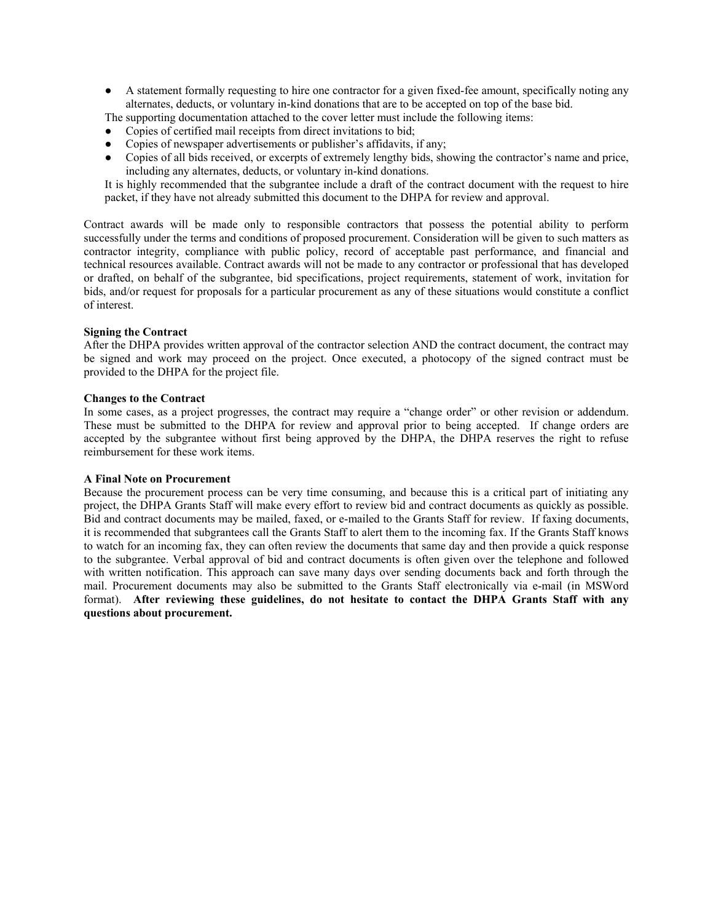- A statement formally requesting to hire one contractor for a given fixed-fee amount, specifically noting any alternates, deducts, or voluntary in-kind donations that are to be accepted on top of the base bid.

The supporting documentation attached to the cover letter must include the following items:

- Copies of certified mail receipts from direct invitations to bid;
- Copies of newspaper advertisements or publisher's affidavits, if any;
- Copies of all bids received, or excerpts of extremely lengthy bids, showing the contractor's name and price, including any alternates, deducts, or voluntary in-kind donations.

It is highly recommended that the subgrantee include a draft of the contract document with the request to hire packet, if they have not already submitted this document to the DHPA for review and approval.

Contract awards will be made only to responsible contractors that possess the potential ability to perform successfully under the terms and conditions of proposed procurement. Consideration will be given to such matters as contractor integrity, compliance with public policy, record of acceptable past performance, and financial and technical resources available. Contract awards will not be made to any contractor or professional that has developed or drafted, on behalf of the subgrantee, bid specifications, project requirements, statement of work, invitation for bids, and/or request for proposals for a particular procurement as any of these situations would constitute a conflict of interest.

**Signing the Contract**

After the DHPA provides written approval of the contractor selection AND the contract document, the contract may be signed and work may proceed on the project. Once executed, a photocopy of the signed contract must be provided to the DHPA for the project file.

**Changes to the Contract**

In some cases, as a project progresses, the contract may require a "change order" or other revision or addendum. These must be submitted to the DHPA for review and approval prior to being accepted. If change orders are accepted by the subgrantee without first being approved by the DHPA, the DHPA reserves the right to refuse reimbursement for these work items.

**A Final Note on Procurement**

Because the procurement process can be very time consuming, and because this is a critical part of initiating any project, the DHPA Grants Staff will make every effort to review bid and contract documents as quickly as possible. Bid and contract documents may be mailed, faxed, or e-mailed to the Grants Staff for review. If faxing documents, it is recommended that subgrantees call the Grants Staff to alert them to the incoming fax. If the Grants Staff knows to watch for an incoming fax, they can often review the documents that same day and then provide a quick response to the subgrantee. Verbal approval of bid and contract documents is often given over the telephone and followed with written notification. This approach can save many days over sending documents back and forth through the mail. Procurement documents may also be submitted to the Grants Staff electronically via e-mail (in MSWord format). **After reviewing these guidelines, do not hesitate to contact the DHPA Grants Staff with any questions about procurement.**